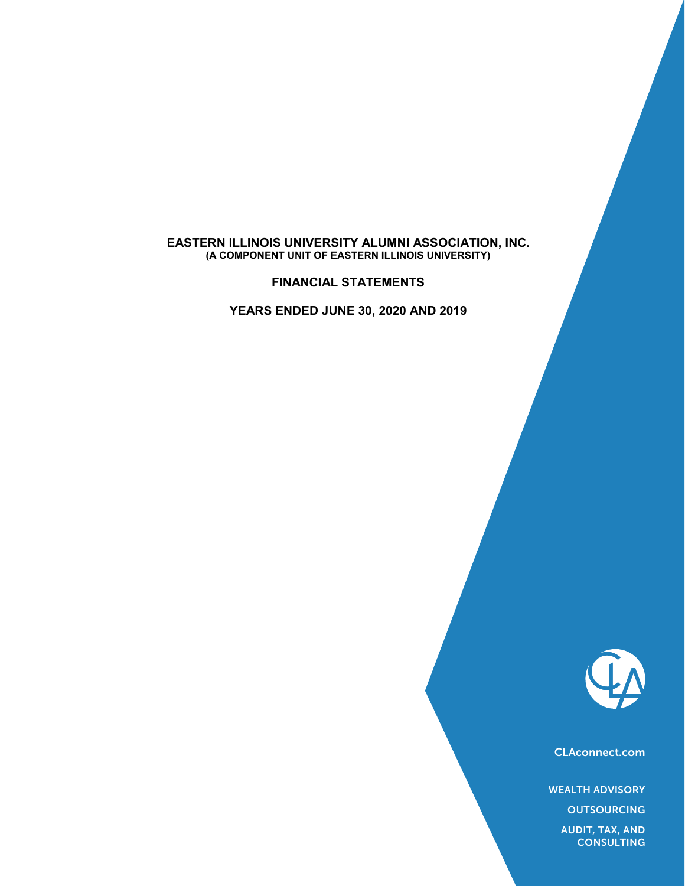# EASTERN ILLINOIS UNIVERSITY ALUMNI ASSOCIATION, INC.
**(A COMPONENT UNIT OF EASTERN ILLINOIS UNIVERSITY)**

## FINANCIAL STATEMENTS

## YEARS ENDED JUNE 30, 2020 AND 2019

CLAconnect.com

WEALTH ADVISORY

OUTSOURCING

AUDIT, TAX, AND CONSULTING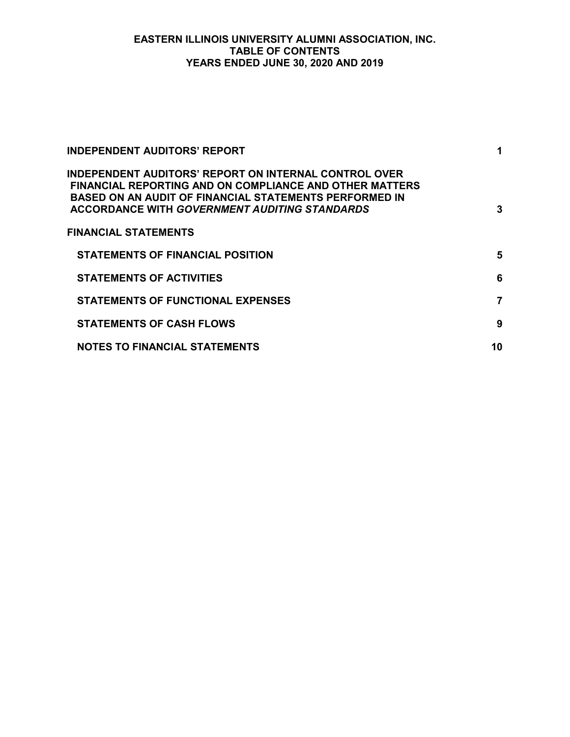# EASTERN ILLINOIS UNIVERSITY ALUMNI ASSOCIATION, INC.
## TABLE OF CONTENTS
### YEARS ENDED JUNE 30, 2020 AND 2019

| | |
|---|---|
| **INDEPENDENT AUDITORS' REPORT** | **1** |
| **INDEPENDENT AUDITORS' REPORT ON INTERNAL CONTROL OVER FINANCIAL REPORTING AND ON COMPLIANCE AND OTHER MATTERS BASED ON AN AUDIT OF FINANCIAL STATEMENTS PERFORMED IN ACCORDANCE WITH *GOVERNMENT AUDITING STANDARDS*** | **3** |
| **FINANCIAL STATEMENTS** | |
| **STATEMENTS OF FINANCIAL POSITION** | **5** |
| **STATEMENTS OF ACTIVITIES** | **6** |
| **STATEMENTS OF FUNCTIONAL EXPENSES** | **7** |
| **STATEMENTS OF CASH FLOWS** | **9** |
| **NOTES TO FINANCIAL STATEMENTS** | **10** |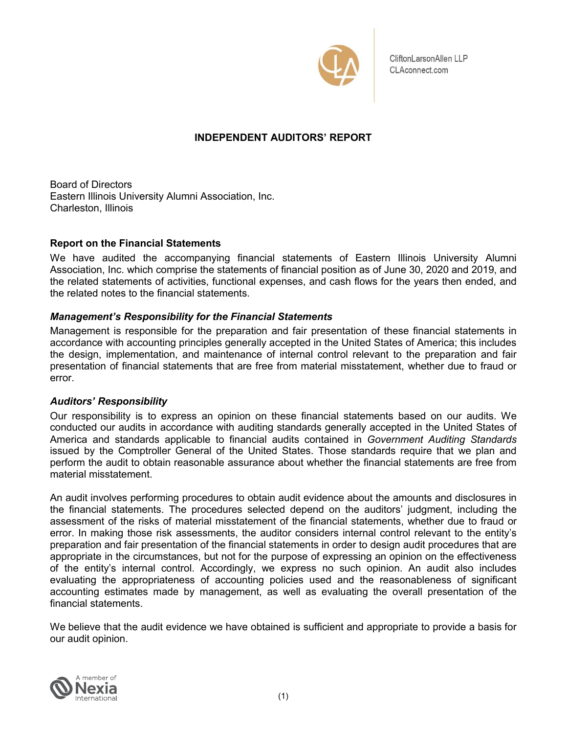CliftonLarsonAllen LLP
CLAconnect.com

# INDEPENDENT AUDITORS' REPORT

Board of Directors
Eastern Illinois University Alumni Association, Inc.
Charleston, Illinois

## Report on the Financial Statements

We have audited the accompanying financial statements of Eastern Illinois University Alumni Association, Inc. which comprise the statements of financial position as of June 30, 2020 and 2019, and the related statements of activities, functional expenses, and cash flows for the years then ended, and the related notes to the financial statements.

### *Management's Responsibility for the Financial Statements*

Management is responsible for the preparation and fair presentation of these financial statements in accordance with accounting principles generally accepted in the United States of America; this includes the design, implementation, and maintenance of internal control relevant to the preparation and fair presentation of financial statements that are free from material misstatement, whether due to fraud or error.

### *Auditors' Responsibility*

Our responsibility is to express an opinion on these financial statements based on our audits. We conducted our audits in accordance with auditing standards generally accepted in the United States of America and standards applicable to financial audits contained in *Government Auditing Standards* issued by the Comptroller General of the United States. Those standards require that we plan and perform the audit to obtain reasonable assurance about whether the financial statements are free from material misstatement.

An audit involves performing procedures to obtain audit evidence about the amounts and disclosures in the financial statements. The procedures selected depend on the auditors' judgment, including the assessment of the risks of material misstatement of the financial statements, whether due to fraud or error. In making those risk assessments, the auditor considers internal control relevant to the entity's preparation and fair presentation of the financial statements in order to design audit procedures that are appropriate in the circumstances, but not for the purpose of expressing an opinion on the effectiveness of the entity's internal control. Accordingly, we express no such opinion. An audit also includes evaluating the appropriateness of accounting policies used and the reasonableness of significant accounting estimates made by management, as well as evaluating the overall presentation of the financial statements.

We believe that the audit evidence we have obtained is sufficient and appropriate to provide a basis for our audit opinion.

A member of Nexia International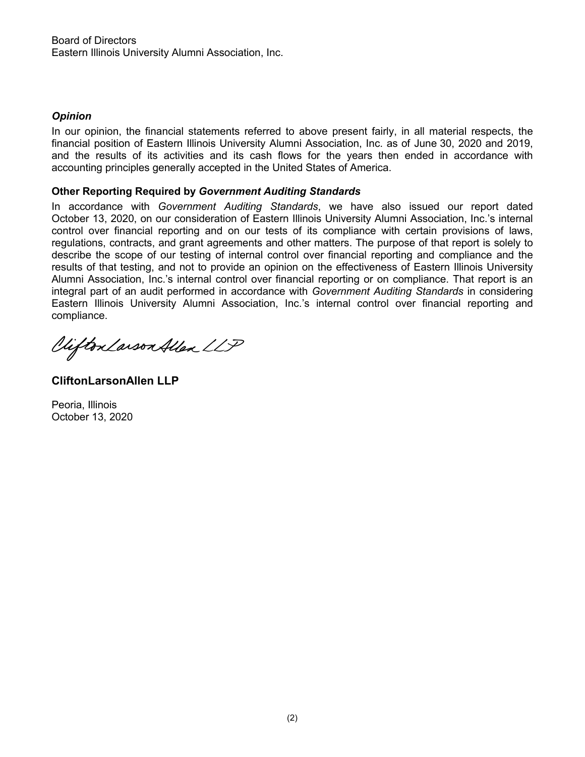Board of Directors
Eastern Illinois University Alumni Association, Inc.

### *Opinion*

In our opinion, the financial statements referred to above present fairly, in all material respects, the financial position of Eastern Illinois University Alumni Association, Inc. as of June 30, 2020 and 2019, and the results of its activities and its cash flows for the years then ended in accordance with accounting principles generally accepted in the United States of America.

### Other Reporting Required by *Government Auditing Standards*

In accordance with *Government Auditing Standards*, we have also issued our report dated October 13, 2020, on our consideration of Eastern Illinois University Alumni Association, Inc.'s internal control over financial reporting and on our tests of its compliance with certain provisions of laws, regulations, contracts, and grant agreements and other matters. The purpose of that report is solely to describe the scope of our testing of internal control over financial reporting and compliance and the results of that testing, and not to provide an opinion on the effectiveness of Eastern Illinois University Alumni Association, Inc.'s internal control over financial reporting or on compliance. That report is an integral part of an audit performed in accordance with *Government Auditing Standards* in considering Eastern Illinois University Alumni Association, Inc.'s internal control over financial reporting and compliance.

CliftonLarsonAllen LLP

**CliftonLarsonAllen LLP**

Peoria, Illinois
October 13, 2020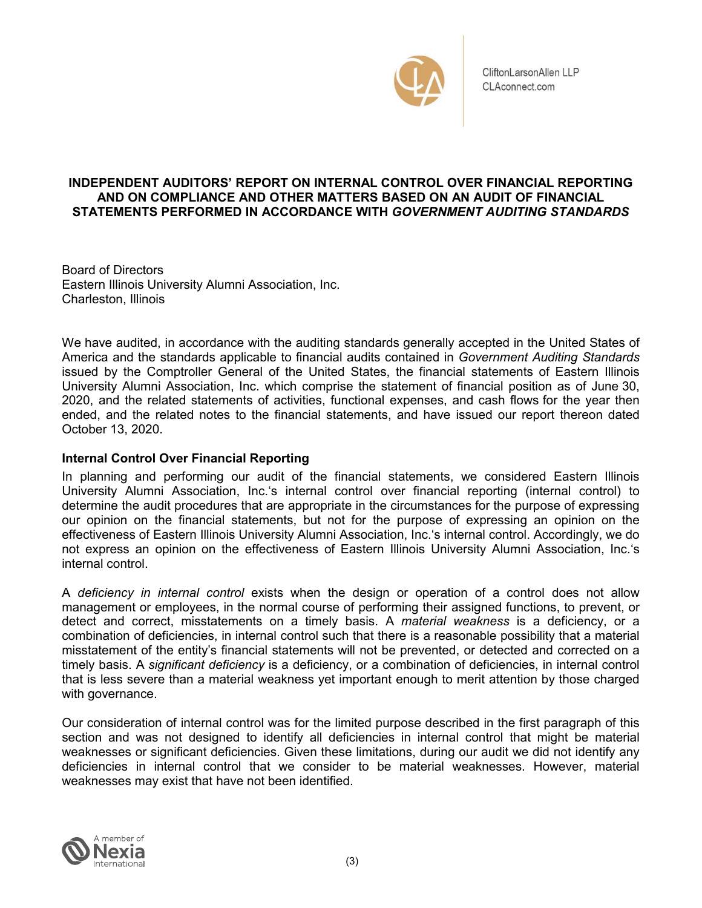CliftonLarsonAllen LLP
CLAconnect.com

# INDEPENDENT AUDITORS' REPORT ON INTERNAL CONTROL OVER FINANCIAL REPORTING AND ON COMPLIANCE AND OTHER MATTERS BASED ON AN AUDIT OF FINANCIAL STATEMENTS PERFORMED IN ACCORDANCE WITH *GOVERNMENT AUDITING STANDARDS*

Board of Directors
Eastern Illinois University Alumni Association, Inc.
Charleston, Illinois

We have audited, in accordance with the auditing standards generally accepted in the United States of America and the standards applicable to financial audits contained in *Government Auditing Standards* issued by the Comptroller General of the United States, the financial statements of Eastern Illinois University Alumni Association, Inc. which comprise the statement of financial position as of June 30, 2020, and the related statements of activities, functional expenses, and cash flows for the year then ended, and the related notes to the financial statements, and have issued our report thereon dated October 13, 2020.

**Internal Control Over Financial Reporting**

In planning and performing our audit of the financial statements, we considered Eastern Illinois University Alumni Association, Inc.'s internal control over financial reporting (internal control) to determine the audit procedures that are appropriate in the circumstances for the purpose of expressing our opinion on the financial statements, but not for the purpose of expressing an opinion on the effectiveness of Eastern Illinois University Alumni Association, Inc.'s internal control. Accordingly, we do not express an opinion on the effectiveness of Eastern Illinois University Alumni Association, Inc.'s internal control.

A *deficiency in internal control* exists when the design or operation of a control does not allow management or employees, in the normal course of performing their assigned functions, to prevent, or detect and correct, misstatements on a timely basis. A *material weakness* is a deficiency, or a combination of deficiencies, in internal control such that there is a reasonable possibility that a material misstatement of the entity's financial statements will not be prevented, or detected and corrected on a timely basis. A *significant deficiency* is a deficiency, or a combination of deficiencies, in internal control that is less severe than a material weakness yet important enough to merit attention by those charged with governance.

Our consideration of internal control was for the limited purpose described in the first paragraph of this section and was not designed to identify all deficiencies in internal control that might be material weaknesses or significant deficiencies. Given these limitations, during our audit we did not identify any deficiencies in internal control that we consider to be material weaknesses. However, material weaknesses may exist that have not been identified.

A member of Nexia International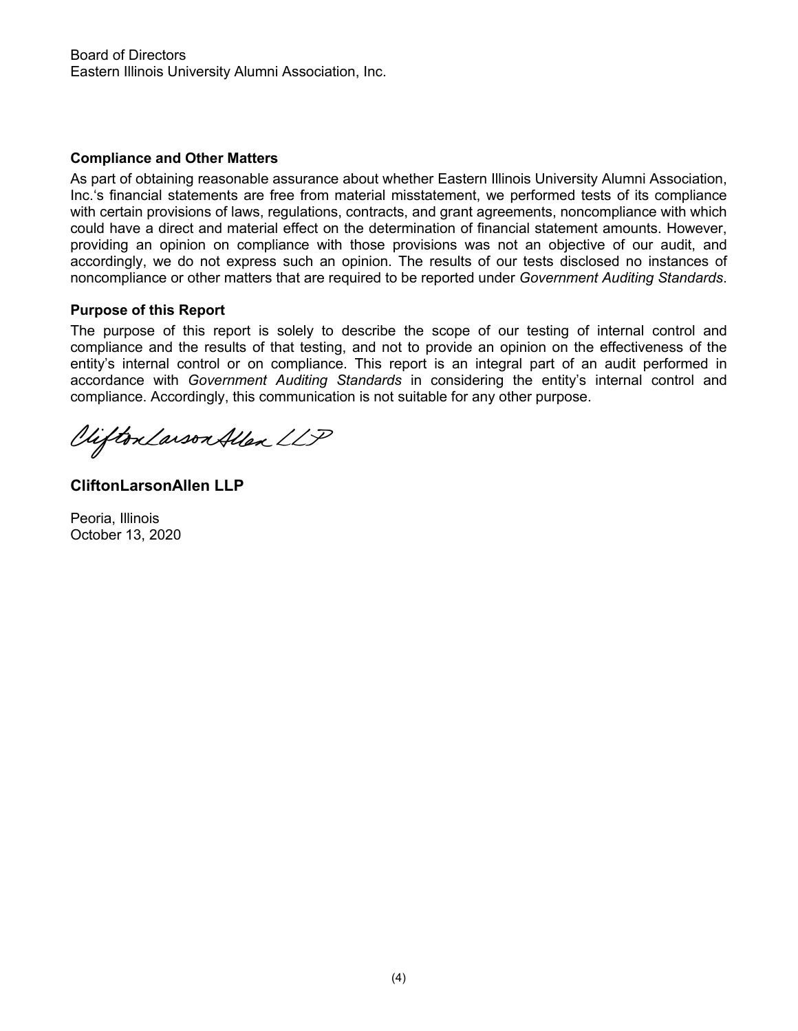Board of Directors
Eastern Illinois University Alumni Association, Inc.

**Compliance and Other Matters**

As part of obtaining reasonable assurance about whether Eastern Illinois University Alumni Association, Inc.'s financial statements are free from material misstatement, we performed tests of its compliance with certain provisions of laws, regulations, contracts, and grant agreements, noncompliance with which could have a direct and material effect on the determination of financial statement amounts. However, providing an opinion on compliance with those provisions was not an objective of our audit, and accordingly, we do not express such an opinion. The results of our tests disclosed no instances of noncompliance or other matters that are required to be reported under *Government Auditing Standards*.

**Purpose of this Report**

The purpose of this report is solely to describe the scope of our testing of internal control and compliance and the results of that testing, and not to provide an opinion on the effectiveness of the entity's internal control or on compliance. This report is an integral part of an audit performed in accordance with *Government Auditing Standards* in considering the entity's internal control and compliance. Accordingly, this communication is not suitable for any other purpose.

*CliftonLarsonAllen LLP*

**CliftonLarsonAllen LLP**

Peoria, Illinois
October 13, 2020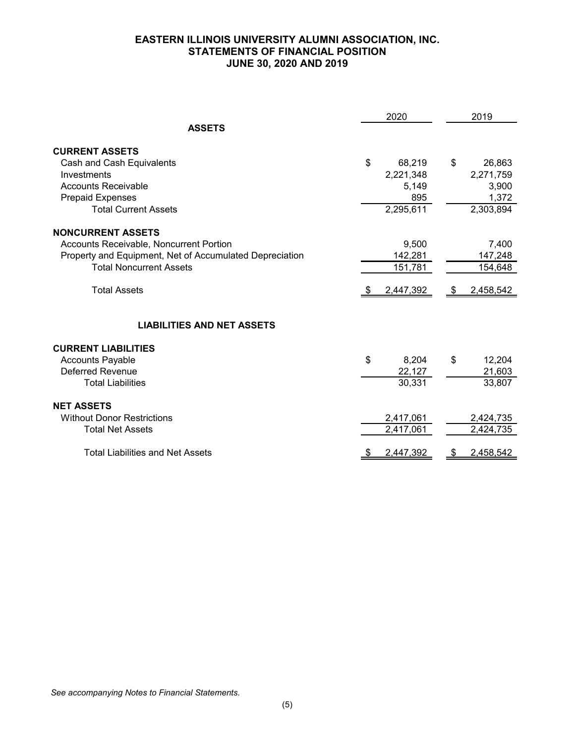# EASTERN ILLINOIS UNIVERSITY ALUMNI ASSOCIATION, INC.
## STATEMENTS OF FINANCIAL POSITION
### JUNE 30, 2020 AND 2019

| | 2020 | 2019 |
|---|---|---|
| **ASSETS** | | |
| **CURRENT ASSETS** | | |
| Cash and Cash Equivalents | $ 68,219 | $ 26,863 |
| Investments | 2,221,348 | 2,271,759 |
| Accounts Receivable | 5,149 | 3,900 |
| Prepaid Expenses | 895 | 1,372 |
| Total Current Assets | 2,295,611 | 2,303,894 |
| **NONCURRENT ASSETS** | | |
| Accounts Receivable, Noncurrent Portion | 9,500 | 7,400 |
| Property and Equipment, Net of Accumulated Depreciation | 142,281 | 147,248 |
| Total Noncurrent Assets | 151,781 | 154,648 |
| Total Assets | $ 2,447,392 | $ 2,458,542 |
| **LIABILITIES AND NET ASSETS** | | |
| **CURRENT LIABILITIES** | | |
| Accounts Payable | $ 8,204 | $ 12,204 |
| Deferred Revenue | 22,127 | 21,603 |
| Total Liabilities | 30,331 | 33,807 |
| **NET ASSETS** | | |
| Without Donor Restrictions | 2,417,061 | 2,424,735 |
| Total Net Assets | 2,417,061 | 2,424,735 |
| Total Liabilities and Net Assets | $ 2,447,392 | $ 2,458,542 |

*See accompanying Notes to Financial Statements.*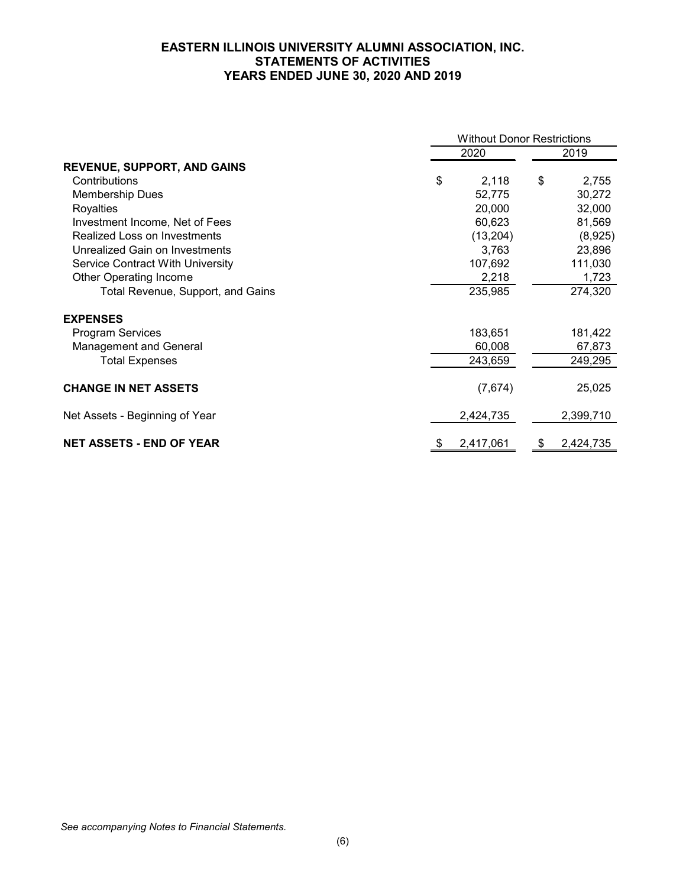# EASTERN ILLINOIS UNIVERSITY ALUMNI ASSOCIATION, INC.
## STATEMENTS OF ACTIVITIES
## YEARS ENDED JUNE 30, 2020 AND 2019

| | Without Donor Restrictions | |
|---|---|---|
| | 2020 | 2019 |
| **REVENUE, SUPPORT, AND GAINS** | | |
| Contributions | $ 2,118 | $ 2,755 |
| Membership Dues | 52,775 | 30,272 |
| Royalties | 20,000 | 32,000 |
| Investment Income, Net of Fees | 60,623 | 81,569 |
| Realized Loss on Investments | (13,204) | (8,925) |
| Unrealized Gain on Investments | 3,763 | 23,896 |
| Service Contract With University | 107,692 | 111,030 |
| Other Operating Income | 2,218 | 1,723 |
| Total Revenue, Support, and Gains | 235,985 | 274,320 |
| **EXPENSES** | | |
| Program Services | 183,651 | 181,422 |
| Management and General | 60,008 | 67,873 |
| Total Expenses | 243,659 | 249,295 |
| **CHANGE IN NET ASSETS** | (7,674) | 25,025 |
| Net Assets - Beginning of Year | 2,424,735 | 2,399,710 |
| **NET ASSETS - END OF YEAR** | $ 2,417,061 | $ 2,424,735 |

*See accompanying Notes to Financial Statements.*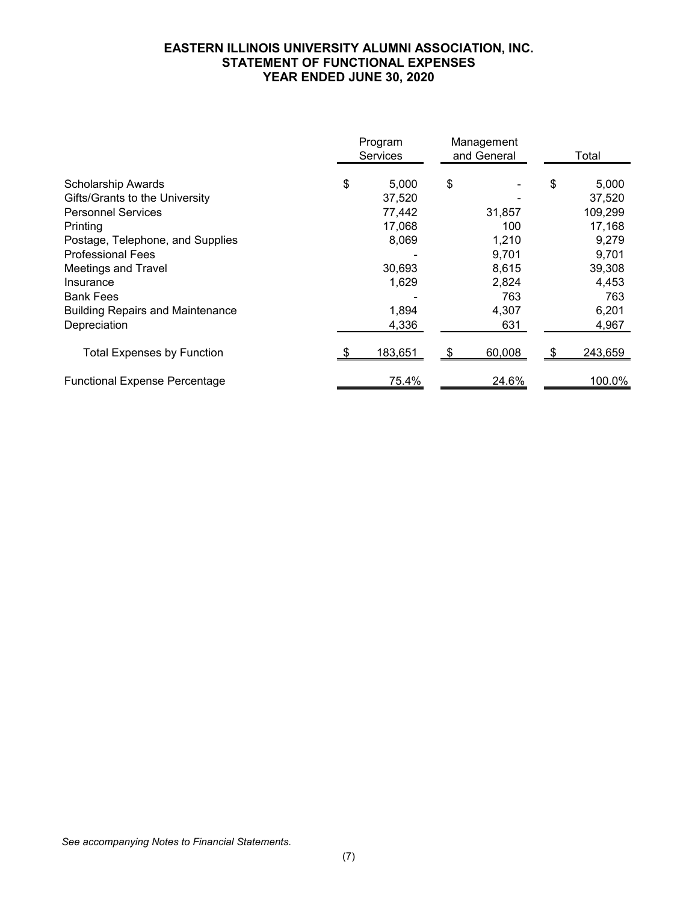# EASTERN ILLINOIS UNIVERSITY ALUMNI ASSOCIATION, INC.
## STATEMENT OF FUNCTIONAL EXPENSES
### YEAR ENDED JUNE 30, 2020

| | Program Services | Management and General | Total |
|---|---|---|---|
| Scholarship Awards | $ 5,000 | $ - | $ 5,000 |
| Gifts/Grants to the University | 37,520 | - | 37,520 |
| Personnel Services | 77,442 | 31,857 | 109,299 |
| Printing | 17,068 | 100 | 17,168 |
| Postage, Telephone, and Supplies | 8,069 | 1,210 | 9,279 |
| Professional Fees | - | 9,701 | 9,701 |
| Meetings and Travel | 30,693 | 8,615 | 39,308 |
| Insurance | 1,629 | 2,824 | 4,453 |
| Bank Fees | - | 763 | 763 |
| Building Repairs and Maintenance | 1,894 | 4,307 | 6,201 |
| Depreciation | 4,336 | 631 | 4,967 |
| Total Expenses by Function | $ 183,651 | $ 60,008 | $ 243,659 |
| Functional Expense Percentage | 75.4% | 24.6% | 100.0% |

*See accompanying Notes to Financial Statements.*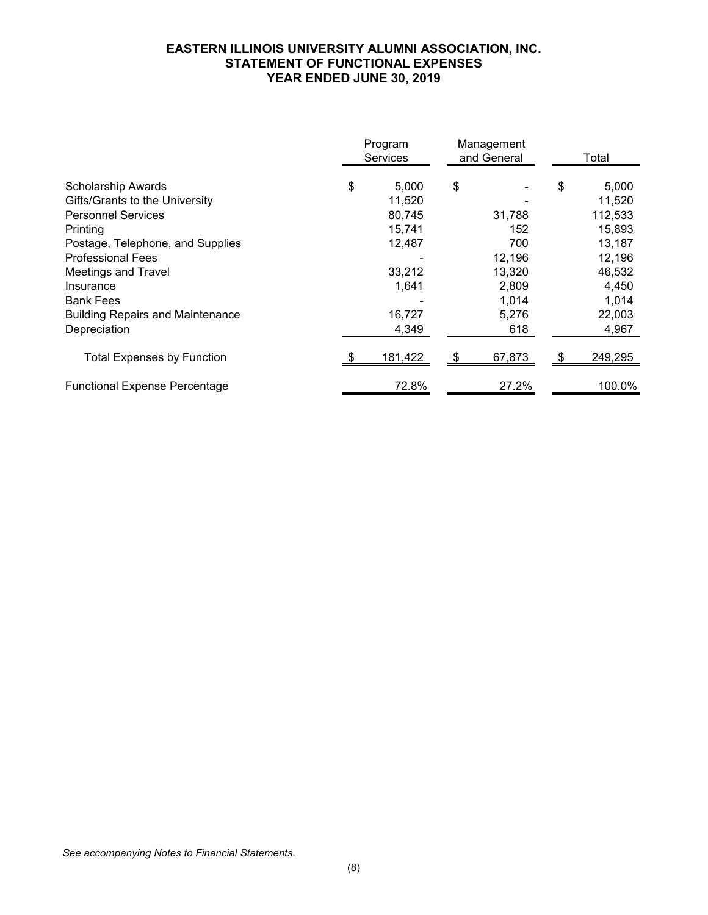# EASTERN ILLINOIS UNIVERSITY ALUMNI ASSOCIATION, INC.
## STATEMENT OF FUNCTIONAL EXPENSES
## YEAR ENDED JUNE 30, 2019

| | Program Services | Management and General | Total |
|---|---|---|---|
| Scholarship Awards | $ 5,000 | $ - | $ 5,000 |
| Gifts/Grants to the University | 11,520 | - | 11,520 |
| Personnel Services | 80,745 | 31,788 | 112,533 |
| Printing | 15,741 | 152 | 15,893 |
| Postage, Telephone, and Supplies | 12,487 | 700 | 13,187 |
| Professional Fees | - | 12,196 | 12,196 |
| Meetings and Travel | 33,212 | 13,320 | 46,532 |
| Insurance | 1,641 | 2,809 | 4,450 |
| Bank Fees | - | 1,014 | 1,014 |
| Building Repairs and Maintenance | 16,727 | 5,276 | 22,003 |
| Depreciation | 4,349 | 618 | 4,967 |
| Total Expenses by Function | $ 181,422 | $ 67,873 | $ 249,295 |
| Functional Expense Percentage | 72.8% | 27.2% | 100.0% |

*See accompanying Notes to Financial Statements.*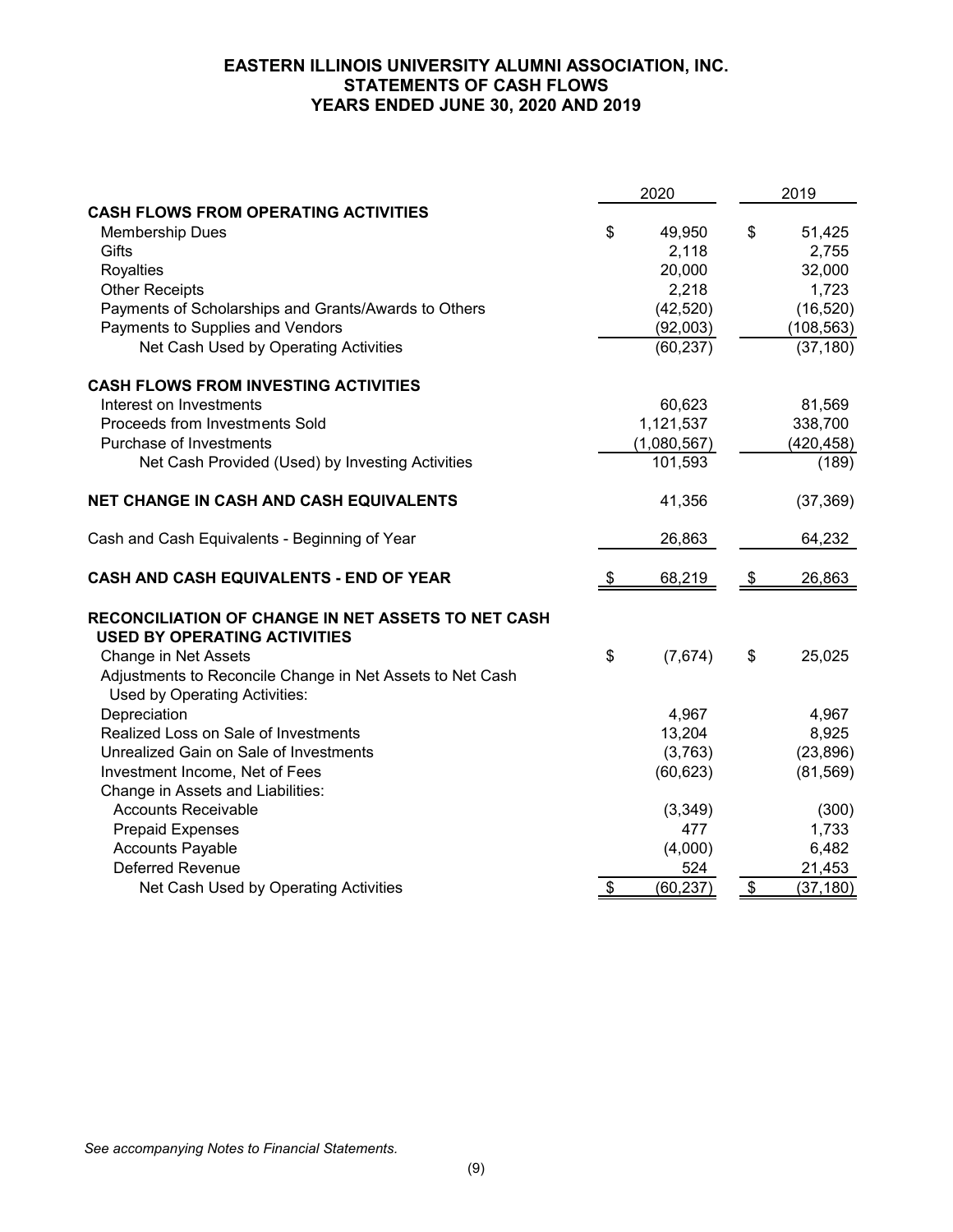# EASTERN ILLINOIS UNIVERSITY ALUMNI ASSOCIATION, INC.
## STATEMENTS OF CASH FLOWS
## YEARS ENDED JUNE 30, 2020 AND 2019

| | 2020 | 2019 |
|---|---|---|
| **CASH FLOWS FROM OPERATING ACTIVITIES** | | |
| Membership Dues | $ 49,950 | $ 51,425 |
| Gifts | 2,118 | 2,755 |
| Royalties | 20,000 | 32,000 |
| Other Receipts | 2,218 | 1,723 |
| Payments of Scholarships and Grants/Awards to Others | (42,520) | (16,520) |
| Payments to Supplies and Vendors | (92,003) | (108,563) |
| Net Cash Used by Operating Activities | (60,237) | (37,180) |
| **CASH FLOWS FROM INVESTING ACTIVITIES** | | |
| Interest on Investments | 60,623 | 81,569 |
| Proceeds from Investments Sold | 1,121,537 | 338,700 |
| Purchase of Investments | (1,080,567) | (420,458) |
| Net Cash Provided (Used) by Investing Activities | 101,593 | (189) |
| **NET CHANGE IN CASH AND CASH EQUIVALENTS** | 41,356 | (37,369) |
| Cash and Cash Equivalents - Beginning of Year | 26,863 | 64,232 |
| **CASH AND CASH EQUIVALENTS - END OF YEAR** | $ 68,219 | $ 26,863 |
| **RECONCILIATION OF CHANGE IN NET ASSETS TO NET CASH USED BY OPERATING ACTIVITIES** | | |
| Change in Net Assets | $ (7,674) | $ 25,025 |
| Adjustments to Reconcile Change in Net Assets to Net Cash Used by Operating Activities: | | |
| Depreciation | 4,967 | 4,967 |
| Realized Loss on Sale of Investments | 13,204 | 8,925 |
| Unrealized Gain on Sale of Investments | (3,763) | (23,896) |
| Investment Income, Net of Fees | (60,623) | (81,569) |
| Change in Assets and Liabilities: | | |
| Accounts Receivable | (3,349) | (300) |
| Prepaid Expenses | 477 | 1,733 |
| Accounts Payable | (4,000) | 6,482 |
| Deferred Revenue | 524 | 21,453 |
| Net Cash Used by Operating Activities | $ (60,237) | $ (37,180) |

*See accompanying Notes to Financial Statements.*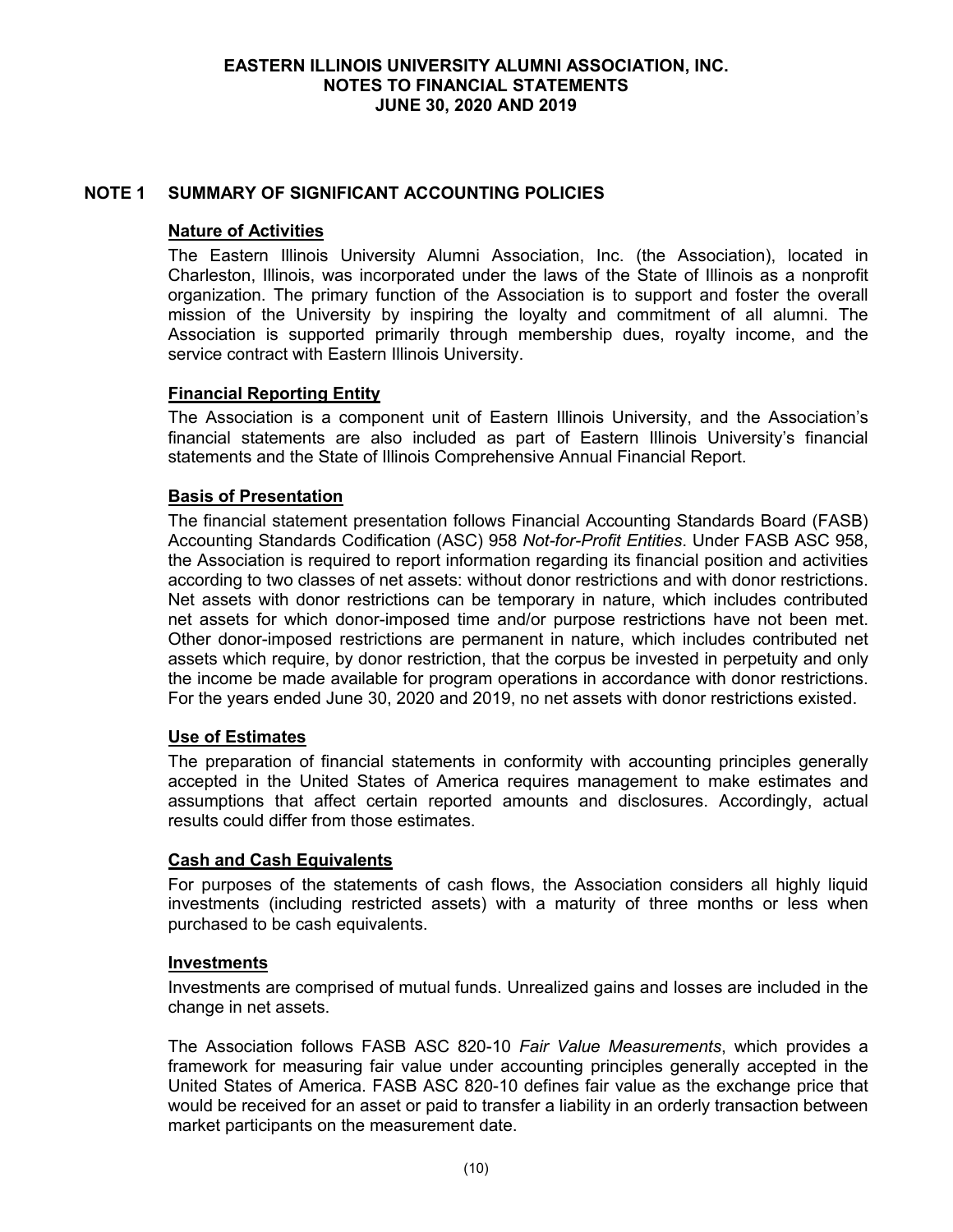# NOTE 1 SUMMARY OF SIGNIFICANT ACCOUNTING POLICIES

## Nature of Activities

The Eastern Illinois University Alumni Association, Inc. (the Association), located in Charleston, Illinois, was incorporated under the laws of the State of Illinois as a nonprofit organization. The primary function of the Association is to support and foster the overall mission of the University by inspiring the loyalty and commitment of all alumni. The Association is supported primarily through membership dues, royalty income, and the service contract with Eastern Illinois University.

## Financial Reporting Entity

The Association is a component unit of Eastern Illinois University, and the Association's financial statements are also included as part of Eastern Illinois University's financial statements and the State of Illinois Comprehensive Annual Financial Report.

## Basis of Presentation

The financial statement presentation follows Financial Accounting Standards Board (FASB) Accounting Standards Codification (ASC) 958 *Not-for-Profit Entities*. Under FASB ASC 958, the Association is required to report information regarding its financial position and activities according to two classes of net assets: without donor restrictions and with donor restrictions. Net assets with donor restrictions can be temporary in nature, which includes contributed net assets for which donor-imposed time and/or purpose restrictions have not been met. Other donor-imposed restrictions are permanent in nature, which includes contributed net assets which require, by donor restriction, that the corpus be invested in perpetuity and only the income be made available for program operations in accordance with donor restrictions. For the years ended June 30, 2020 and 2019, no net assets with donor restrictions existed.

## Use of Estimates

The preparation of financial statements in conformity with accounting principles generally accepted in the United States of America requires management to make estimates and assumptions that affect certain reported amounts and disclosures. Accordingly, actual results could differ from those estimates.

## Cash and Cash Equivalents

For purposes of the statements of cash flows, the Association considers all highly liquid investments (including restricted assets) with a maturity of three months or less when purchased to be cash equivalents.

## Investments

Investments are comprised of mutual funds. Unrealized gains and losses are included in the change in net assets.

The Association follows FASB ASC 820-10 *Fair Value Measurements*, which provides a framework for measuring fair value under accounting principles generally accepted in the United States of America. FASB ASC 820-10 defines fair value as the exchange price that would be received for an asset or paid to transfer a liability in an orderly transaction between market participants on the measurement date.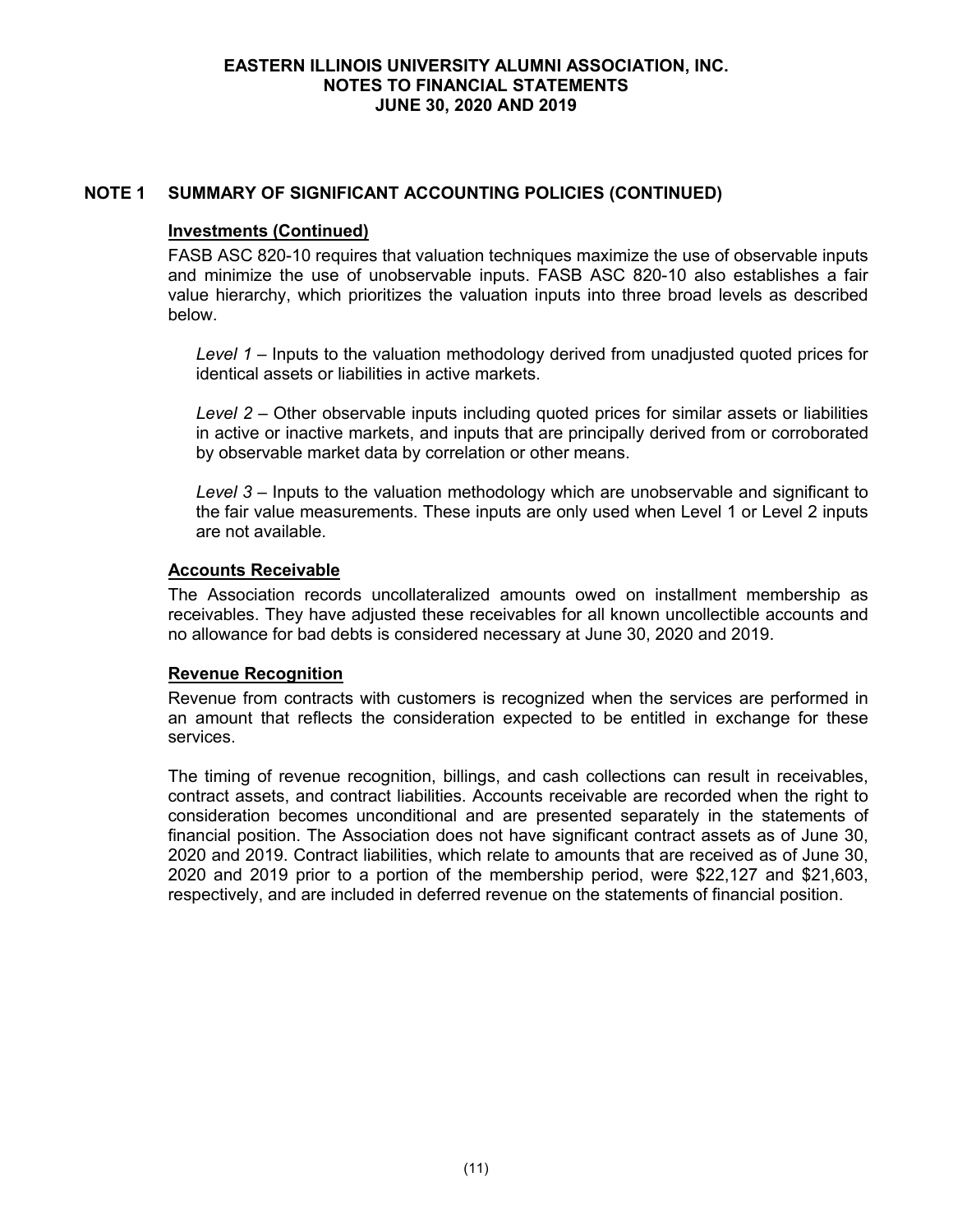## NOTE 1 SUMMARY OF SIGNIFICANT ACCOUNTING POLICIES (CONTINUED)

### Investments (Continued)

FASB ASC 820-10 requires that valuation techniques maximize the use of observable inputs and minimize the use of unobservable inputs. FASB ASC 820-10 also establishes a fair value hierarchy, which prioritizes the valuation inputs into three broad levels as described below.

*Level 1* – Inputs to the valuation methodology derived from unadjusted quoted prices for identical assets or liabilities in active markets.

*Level 2* – Other observable inputs including quoted prices for similar assets or liabilities in active or inactive markets, and inputs that are principally derived from or corroborated by observable market data by correlation or other means.

*Level 3* – Inputs to the valuation methodology which are unobservable and significant to the fair value measurements. These inputs are only used when Level 1 or Level 2 inputs are not available.

### Accounts Receivable

The Association records uncollateralized amounts owed on installment membership as receivables. They have adjusted these receivables for all known uncollectible accounts and no allowance for bad debts is considered necessary at June 30, 2020 and 2019.

### Revenue Recognition

Revenue from contracts with customers is recognized when the services are performed in an amount that reflects the consideration expected to be entitled in exchange for these services.

The timing of revenue recognition, billings, and cash collections can result in receivables, contract assets, and contract liabilities. Accounts receivable are recorded when the right to consideration becomes unconditional and are presented separately in the statements of financial position. The Association does not have significant contract assets as of June 30, 2020 and 2019. Contract liabilities, which relate to amounts that are received as of June 30, 2020 and 2019 prior to a portion of the membership period, were $22,127 and $21,603, respectively, and are included in deferred revenue on the statements of financial position.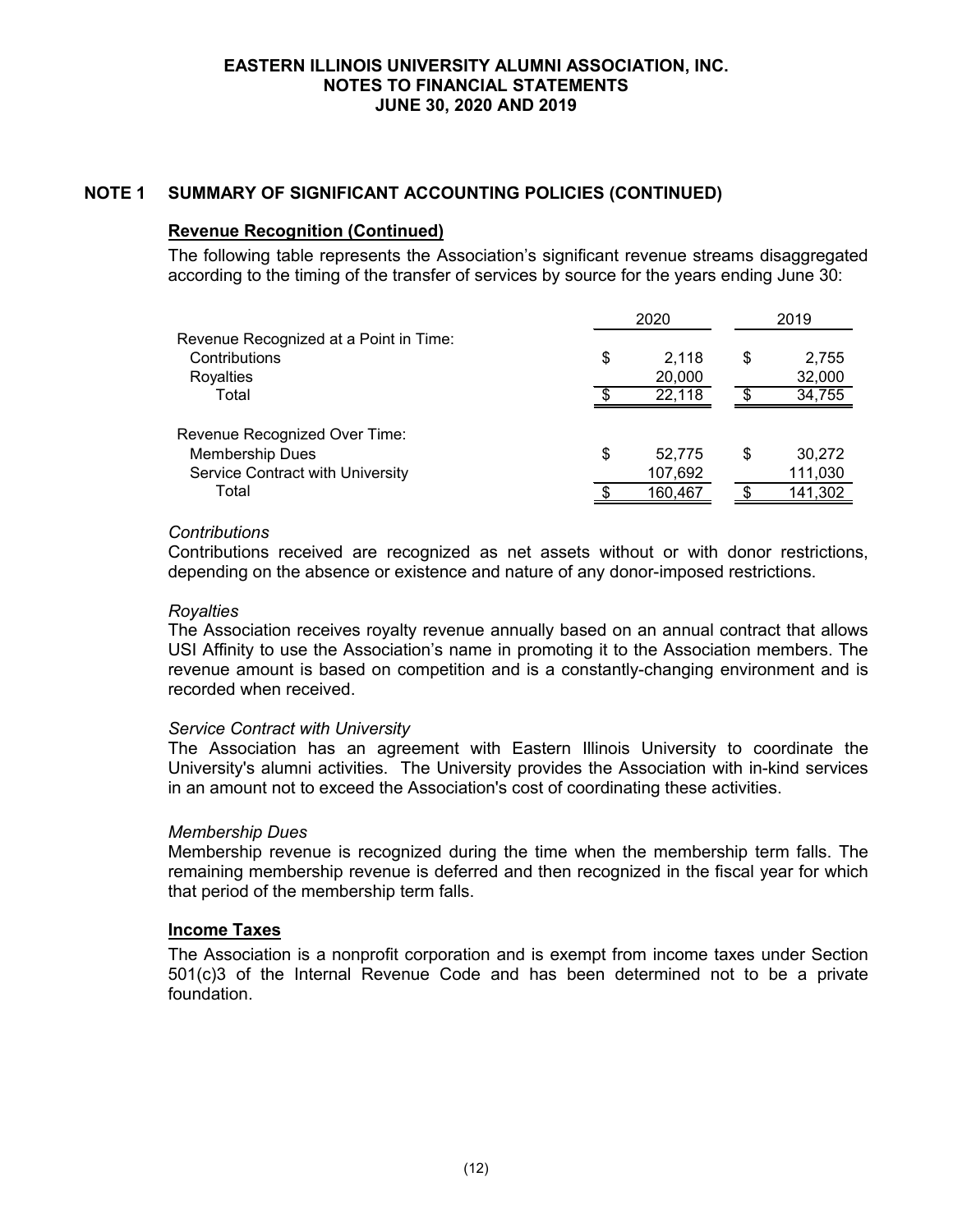# EASTERN ILLINOIS UNIVERSITY ALUMNI ASSOCIATION, INC.
## NOTES TO FINANCIAL STATEMENTS
## JUNE 30, 2020 AND 2019

## NOTE 1 SUMMARY OF SIGNIFICANT ACCOUNTING POLICIES (CONTINUED)

### Revenue Recognition (Continued)

The following table represents the Association's significant revenue streams disaggregated according to the timing of the transfer of services by source for the years ending June 30:

| | 2020 | 2019 |
|---|---|---|
| **Revenue Recognized at a Point in Time:** | | |
| Contributions | $ 2,118 | $ 2,755 |
| Royalties | 20,000 | 32,000 |
| Total | $ 22,118 | $ 34,755 |
| **Revenue Recognized Over Time:** | | |
| Membership Dues | $ 52,775 | $ 30,272 |
| Service Contract with University | 107,692 | 111,030 |
| Total | $ 160,467 | $ 141,302 |

*Contributions*
Contributions received are recognized as net assets without or with donor restrictions, depending on the absence or existence and nature of any donor-imposed restrictions.

*Royalties*
The Association receives royalty revenue annually based on an annual contract that allows USI Affinity to use the Association's name in promoting it to the Association members. The revenue amount is based on competition and is a constantly-changing environment and is recorded when received.

*Service Contract with University*
The Association has an agreement with Eastern Illinois University to coordinate the University's alumni activities. The University provides the Association with in-kind services in an amount not to exceed the Association's cost of coordinating these activities.

*Membership Dues*
Membership revenue is recognized during the time when the membership term falls. The remaining membership revenue is deferred and then recognized in the fiscal year for which that period of the membership term falls.

### Income Taxes

The Association is a nonprofit corporation and is exempt from income taxes under Section 501(c)3 of the Internal Revenue Code and has been determined not to be a private foundation.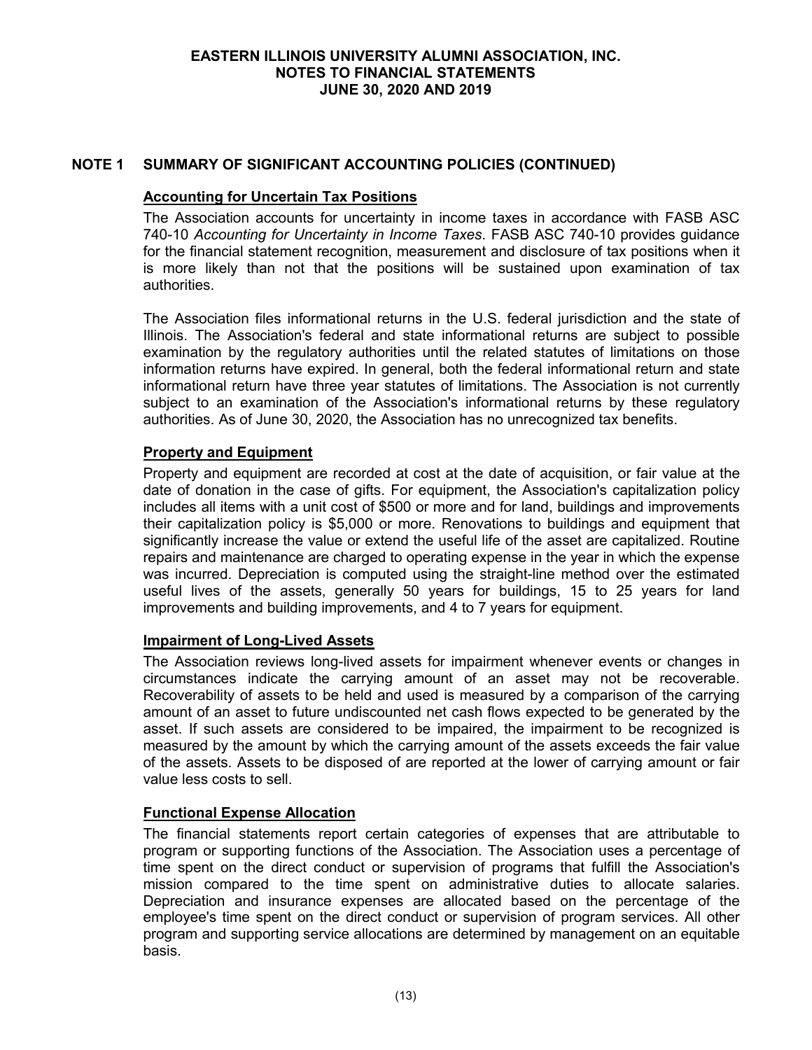## NOTE 1 SUMMARY OF SIGNIFICANT ACCOUNTING POLICIES (CONTINUED)

### Accounting for Uncertain Tax Positions

The Association accounts for uncertainty in income taxes in accordance with FASB ASC 740-10 *Accounting for Uncertainty in Income Taxes*. FASB ASC 740-10 provides guidance for the financial statement recognition, measurement and disclosure of tax positions when it is more likely than not that the positions will be sustained upon examination of tax authorities.

The Association files informational returns in the U.S. federal jurisdiction and the state of Illinois. The Association's federal and state informational returns are subject to possible examination by the regulatory authorities until the related statutes of limitations on those information returns have expired. In general, both the federal informational return and state informational return have three year statutes of limitations. The Association is not currently subject to an examination of the Association's informational returns by these regulatory authorities. As of June 30, 2020, the Association has no unrecognized tax benefits.

### Property and Equipment

Property and equipment are recorded at cost at the date of acquisition, or fair value at the date of donation in the case of gifts. For equipment, the Association's capitalization policy includes all items with a unit cost of $500 or more and for land, buildings and improvements their capitalization policy is $5,000 or more. Renovations to buildings and equipment that significantly increase the value or extend the useful life of the asset are capitalized. Routine repairs and maintenance are charged to operating expense in the year in which the expense was incurred. Depreciation is computed using the straight-line method over the estimated useful lives of the assets, generally 50 years for buildings, 15 to 25 years for land improvements and building improvements, and 4 to 7 years for equipment.

### Impairment of Long-Lived Assets

The Association reviews long-lived assets for impairment whenever events or changes in circumstances indicate the carrying amount of an asset may not be recoverable. Recoverability of assets to be held and used is measured by a comparison of the carrying amount of an asset to future undiscounted net cash flows expected to be generated by the asset. If such assets are considered to be impaired, the impairment to be recognized is measured by the amount by which the carrying amount of the assets exceeds the fair value of the assets. Assets to be disposed of are reported at the lower of carrying amount or fair value less costs to sell.

### Functional Expense Allocation

The financial statements report certain categories of expenses that are attributable to program or supporting functions of the Association. The Association uses a percentage of time spent on the direct conduct or supervision of programs that fulfill the Association's mission compared to the time spent on administrative duties to allocate salaries. Depreciation and insurance expenses are allocated based on the percentage of the employee's time spent on the direct conduct or supervision of program services. All other program and supporting service allocations are determined by management on an equitable basis.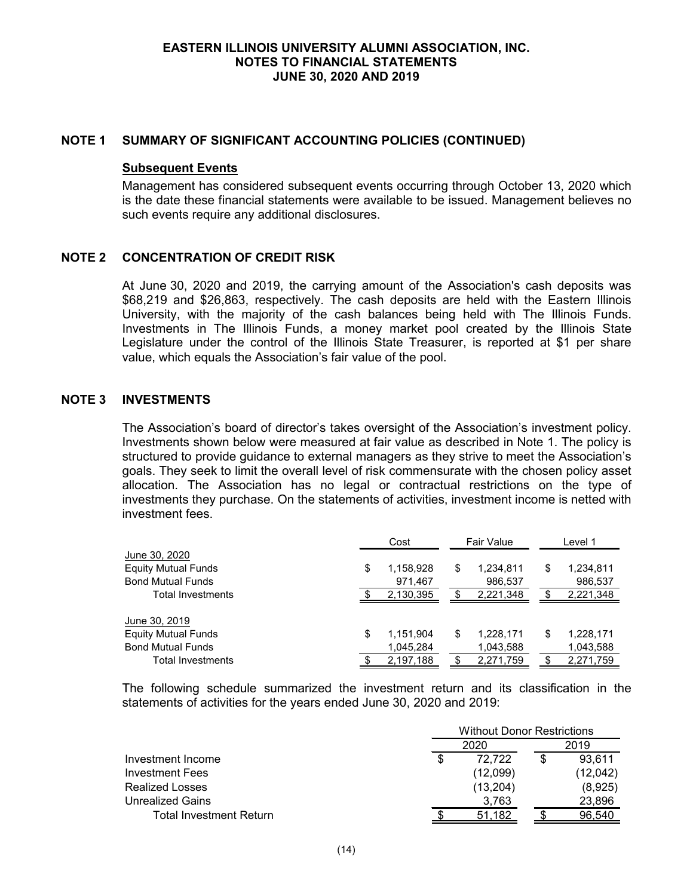## NOTE 1 SUMMARY OF SIGNIFICANT ACCOUNTING POLICIES (CONTINUED)

### Subsequent Events

Management has considered subsequent events occurring through October 13, 2020 which is the date these financial statements were available to be issued. Management believes no such events require any additional disclosures.

## NOTE 2 CONCENTRATION OF CREDIT RISK

At June 30, 2020 and 2019, the carrying amount of the Association's cash deposits was $68,219 and $26,863, respectively. The cash deposits are held with the Eastern Illinois University, with the majority of the cash balances being held with The Illinois Funds. Investments in The Illinois Funds, a money market pool created by the Illinois State Legislature under the control of the Illinois State Treasurer, is reported at $1 per share value, which equals the Association's fair value of the pool.

## NOTE 3 INVESTMENTS

The Association's board of director's takes oversight of the Association's investment policy. Investments shown below were measured at fair value as described in Note 1. The policy is structured to provide guidance to external managers as they strive to meet the Association's goals. They seek to limit the overall level of risk commensurate with the chosen policy asset allocation. The Association has no legal or contractual restrictions on the type of investments they purchase. On the statements of activities, investment income is netted with investment fees.

| | Cost | Fair Value | Level 1 |
|---|---|---|---|
| June 30, 2020 | | | |
| Equity Mutual Funds | $ 1,158,928 | $ 1,234,811 | $ 1,234,811 |
| Bond Mutual Funds | 971,467 | 986,537 | 986,537 |
| Total Investments | $ 2,130,395 | $ 2,221,348 | $ 2,221,348 |
| June 30, 2019 | | | |
| Equity Mutual Funds | $ 1,151,904 | $ 1,228,171 | $ 1,228,171 |
| Bond Mutual Funds | 1,045,284 | 1,043,588 | 1,043,588 |
| Total Investments | $ 2,197,188 | $ 2,271,759 | $ 2,271,759 |

The following schedule summarized the investment return and its classification in the statements of activities for the years ended June 30, 2020 and 2019:

| | Without Donor Restrictions | |
|---|---|---|
| | 2020 | 2019 |
| Investment Income | $ 72,722 | $ 93,611 |
| Investment Fees | (12,099) | (12,042) |
| Realized Losses | (13,204) | (8,925) |
| Unrealized Gains | 3,763 | 23,896 |
| Total Investment Return | $ 51,182 | $ 96,540 |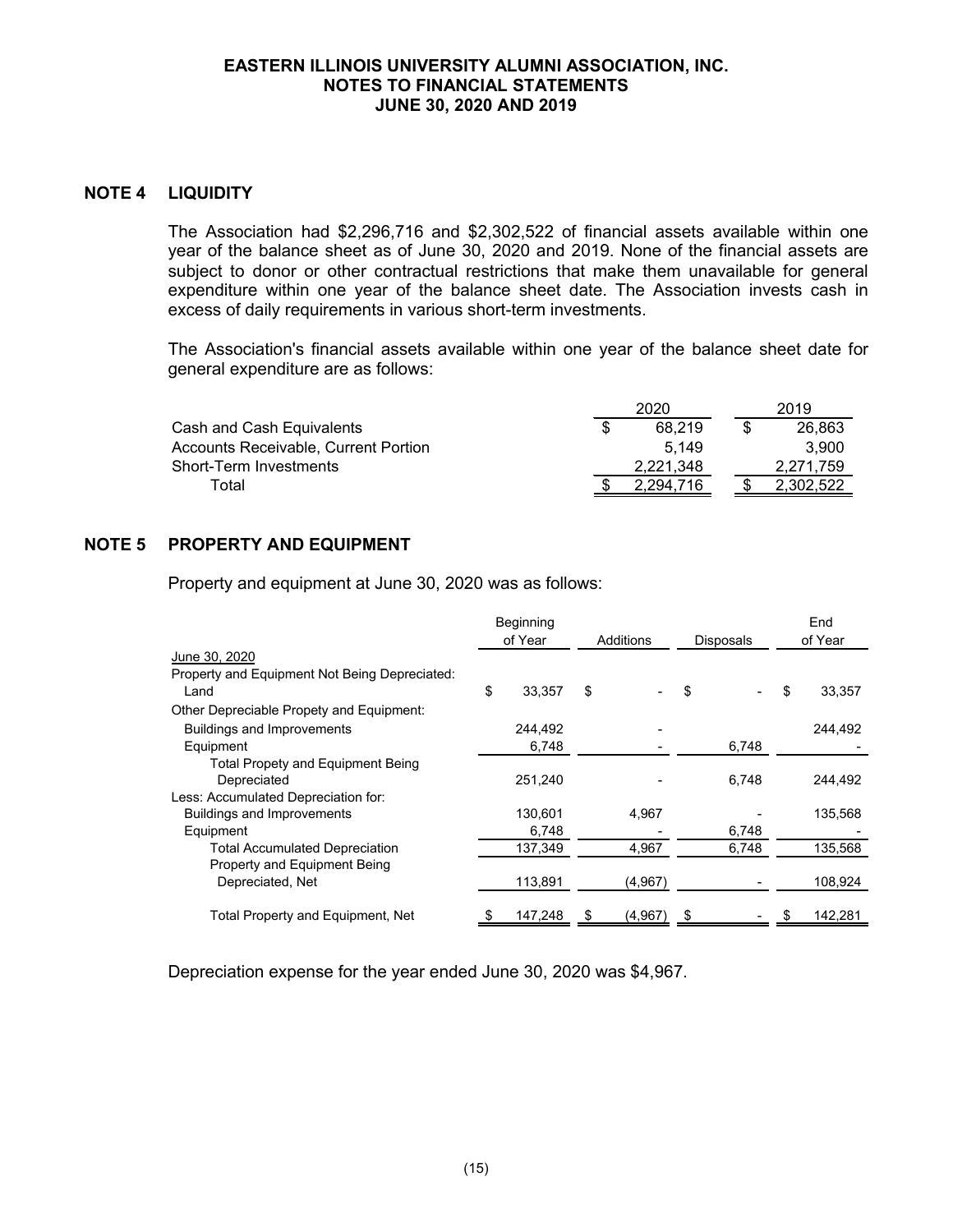# NOTE 4 LIQUIDITY

The Association had $2,296,716 and $2,302,522 of financial assets available within one year of the balance sheet as of June 30, 2020 and 2019. None of the financial assets are subject to donor or other contractual restrictions that make them unavailable for general expenditure within one year of the balance sheet date. The Association invests cash in excess of daily requirements in various short-term investments.

The Association's financial assets available within one year of the balance sheet date for general expenditure are as follows:

| | 2020 | 2019 |
|---|---|---|
| Cash and Cash Equivalents | $ 68,219 | $ 26,863 |
| Accounts Receivable, Current Portion | 5,149 | 3,900 |
| Short-Term Investments | 2,221,348 | 2,271,759 |
| Total | $ 2,294,716 | $ 2,302,522 |

# NOTE 5 PROPERTY AND EQUIPMENT

Property and equipment at June 30, 2020 was as follows:

| | Beginning of Year | Additions | Disposals | End of Year |
|---|---|---|---|---|
| June 30, 2020 | | | | |
| Property and Equipment Not Being Depreciated: | | | | |
| Land | $ 33,357 | $ - | $ - | $ 33,357 |
| Other Depreciable Propety and Equipment: | | | | |
| Buildings and Improvements | 244,492 | - | | 244,492 |
| Equipment | 6,748 | - | 6,748 | - |
| Total Propety and Equipment Being Depreciated | 251,240 | - | 6,748 | 244,492 |
| Less: Accumulated Depreciation for: | | | | |
| Buildings and Improvements | 130,601 | 4,967 | - | 135,568 |
| Equipment | 6,748 | - | 6,748 | - |
| Total Accumulated Depreciation | 137,349 | 4,967 | 6,748 | 135,568 |
| Property and Equipment Being Depreciated, Net | 113,891 | (4,967) | - | 108,924 |
| Total Property and Equipment, Net | $ 147,248 | $ (4,967) | $ - | $ 142,281 |

Depreciation expense for the year ended June 30, 2020 was $4,967.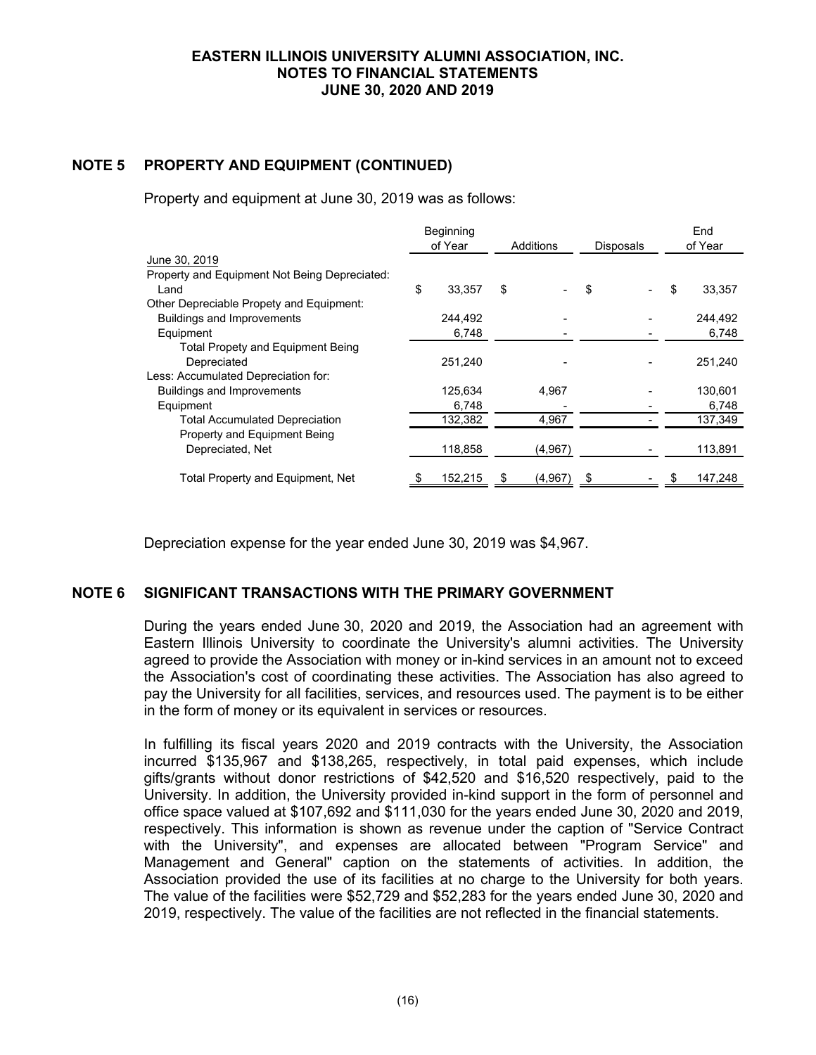## NOTE 5 PROPERTY AND EQUIPMENT (CONTINUED)

Property and equipment at June 30, 2019 was as follows:

| | Beginning of Year | Additions | Disposals | End of Year |
|---|---|---|---|---|
| June 30, 2019 | | | | |
| Property and Equipment Not Being Depreciated: | | | | |
| Land | $ 33,357 | $ - | $ - | $ 33,357 |
| Other Depreciable Propety and Equipment: | | | | |
| Buildings and Improvements | 244,492 | - | - | 244,492 |
| Equipment | 6,748 | - | - | 6,748 |
| Total Propety and Equipment Being Depreciated | 251,240 | - | - | 251,240 |
| Less: Accumulated Depreciation for: | | | | |
| Buildings and Improvements | 125,634 | 4,967 | - | 130,601 |
| Equipment | 6,748 | - | - | 6,748 |
| Total Accumulated Depreciation | 132,382 | 4,967 | - | 137,349 |
| Property and Equipment Being Depreciated, Net | 118,858 | (4,967) | - | 113,891 |
| Total Property and Equipment, Net | $ 152,215 | $ (4,967) | $ - | $ 147,248 |

Depreciation expense for the year ended June 30, 2019 was $4,967.

## NOTE 6 SIGNIFICANT TRANSACTIONS WITH THE PRIMARY GOVERNMENT

During the years ended June 30, 2020 and 2019, the Association had an agreement with Eastern Illinois University to coordinate the University's alumni activities. The University agreed to provide the Association with money or in-kind services in an amount not to exceed the Association's cost of coordinating these activities. The Association has also agreed to pay the University for all facilities, services, and resources used. The payment is to be either in the form of money or its equivalent in services or resources.

In fulfilling its fiscal years 2020 and 2019 contracts with the University, the Association incurred $135,967 and $138,265, respectively, in total paid expenses, which include gifts/grants without donor restrictions of $42,520 and $16,520 respectively, paid to the University. In addition, the University provided in-kind support in the form of personnel and office space valued at $107,692 and $111,030 for the years ended June 30, 2020 and 2019, respectively. This information is shown as revenue under the caption of "Service Contract with the University", and expenses are allocated between "Program Service" and Management and General" caption on the statements of activities. In addition, the Association provided the use of its facilities at no charge to the University for both years. The value of the facilities were $52,729 and $52,283 for the years ended June 30, 2020 and 2019, respectively. The value of the facilities are not reflected in the financial statements.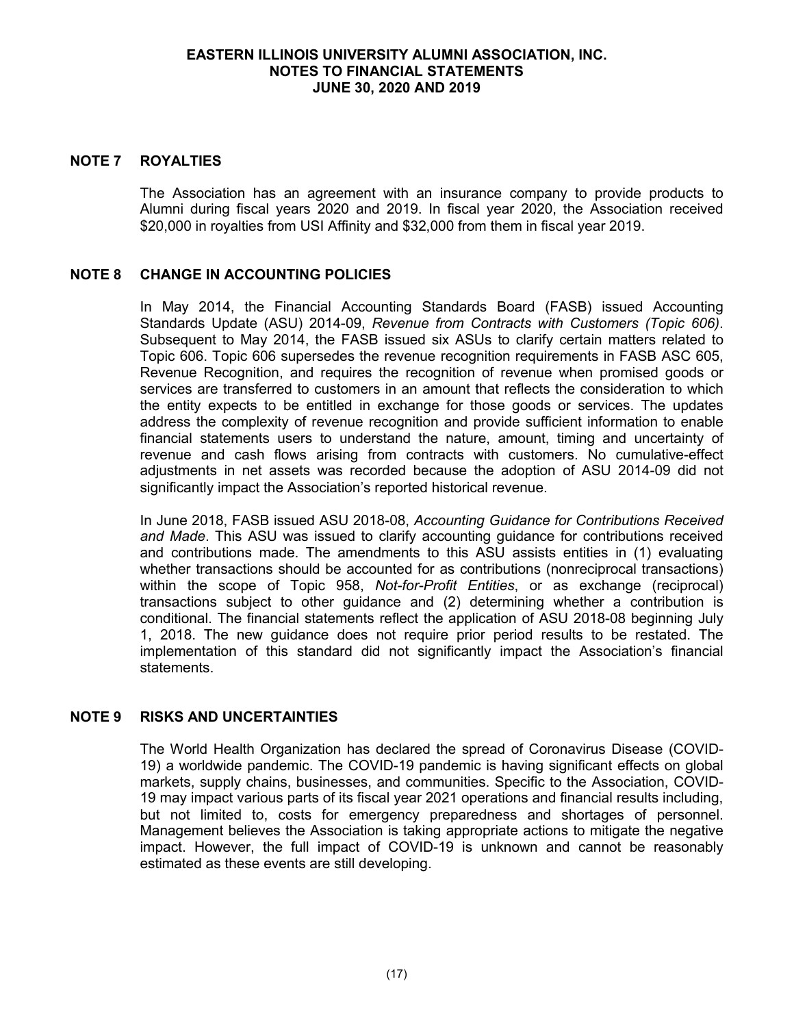## NOTE 7 ROYALTIES

The Association has an agreement with an insurance company to provide products to Alumni during fiscal years 2020 and 2019. In fiscal year 2020, the Association received \$20,000 in royalties from USI Affinity and \$32,000 from them in fiscal year 2019.

## NOTE 8 CHANGE IN ACCOUNTING POLICIES

In May 2014, the Financial Accounting Standards Board (FASB) issued Accounting Standards Update (ASU) 2014-09, *Revenue from Contracts with Customers (Topic 606)*. Subsequent to May 2014, the FASB issued six ASUs to clarify certain matters related to Topic 606. Topic 606 supersedes the revenue recognition requirements in FASB ASC 605, Revenue Recognition, and requires the recognition of revenue when promised goods or services are transferred to customers in an amount that reflects the consideration to which the entity expects to be entitled in exchange for those goods or services. The updates address the complexity of revenue recognition and provide sufficient information to enable financial statements users to understand the nature, amount, timing and uncertainty of revenue and cash flows arising from contracts with customers. No cumulative-effect adjustments in net assets was recorded because the adoption of ASU 2014-09 did not significantly impact the Association's reported historical revenue.

In June 2018, FASB issued ASU 2018-08, *Accounting Guidance for Contributions Received and Made*. This ASU was issued to clarify accounting guidance for contributions received and contributions made. The amendments to this ASU assists entities in (1) evaluating whether transactions should be accounted for as contributions (nonreciprocal transactions) within the scope of Topic 958, *Not-for-Profit Entities*, or as exchange (reciprocal) transactions subject to other guidance and (2) determining whether a contribution is conditional. The financial statements reflect the application of ASU 2018-08 beginning July 1, 2018. The new guidance does not require prior period results to be restated. The implementation of this standard did not significantly impact the Association's financial statements.

## NOTE 9 RISKS AND UNCERTAINTIES

The World Health Organization has declared the spread of Coronavirus Disease (COVID-19) a worldwide pandemic. The COVID-19 pandemic is having significant effects on global markets, supply chains, businesses, and communities. Specific to the Association, COVID-19 may impact various parts of its fiscal year 2021 operations and financial results including, but not limited to, costs for emergency preparedness and shortages of personnel. Management believes the Association is taking appropriate actions to mitigate the negative impact. However, the full impact of COVID-19 is unknown and cannot be reasonably estimated as these events are still developing.